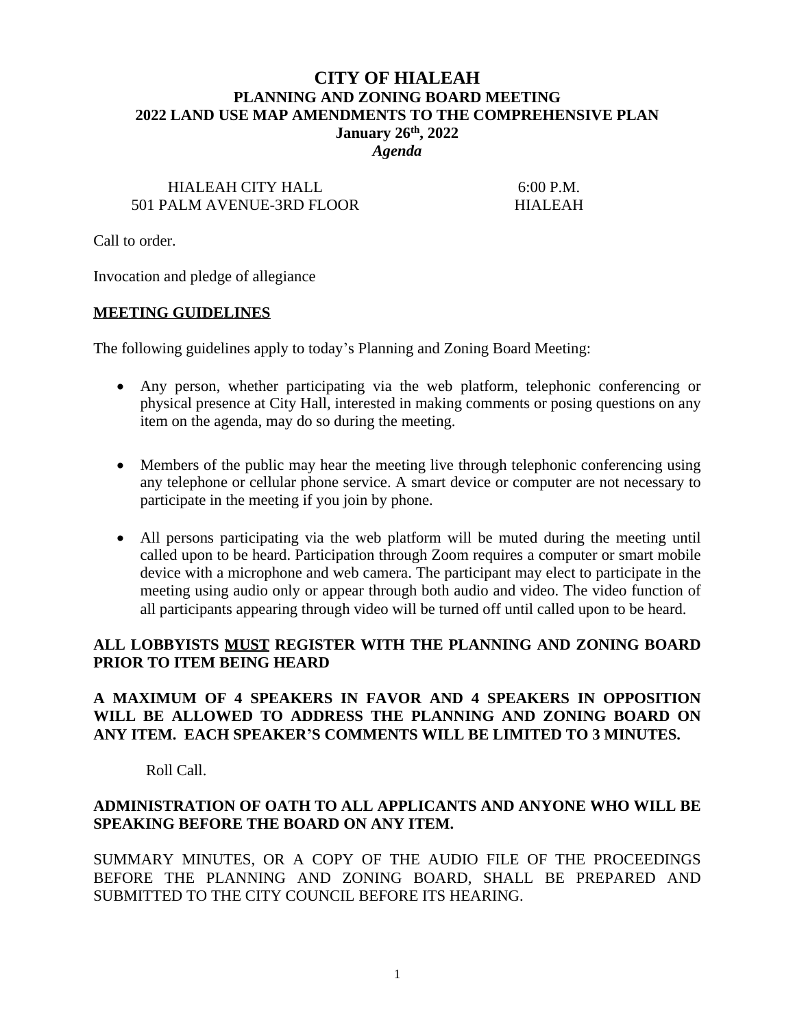# CITY OF HIALEAH

## PLANNING AND ZONING BOARD MEETING

## 2022 LAND USE MAP AMENDMENTS TO THE COMPREHENSIVE PLAN

**January 26th, 2022**

***Agenda***

HIALEAH CITY HALL
501 PALM AVENUE-3RD FLOOR

6:00 P.M.
HIALEAH

Call to order.

Invocation and pledge of allegiance

**MEETING GUIDELINES**

The following guidelines apply to today's Planning and Zoning Board Meeting:

- Any person, whether participating via the web platform, telephonic conferencing or physical presence at City Hall, interested in making comments or posing questions on any item on the agenda, may do so during the meeting.
- Members of the public may hear the meeting live through telephonic conferencing using any telephone or cellular phone service. A smart device or computer are not necessary to participate in the meeting if you join by phone.
- All persons participating via the web platform will be muted during the meeting until called upon to be heard. Participation through Zoom requires a computer or smart mobile device with a microphone and web camera. The participant may elect to participate in the meeting using audio only or appear through both audio and video. The video function of all participants appearing through video will be turned off until called upon to be heard.

**ALL LOBBYISTS MUST REGISTER WITH THE PLANNING AND ZONING BOARD PRIOR TO ITEM BEING HEARD**

**A MAXIMUM OF 4 SPEAKERS IN FAVOR AND 4 SPEAKERS IN OPPOSITION WILL BE ALLOWED TO ADDRESS THE PLANNING AND ZONING BOARD ON ANY ITEM. EACH SPEAKER'S COMMENTS WILL BE LIMITED TO 3 MINUTES.**

Roll Call.

**ADMINISTRATION OF OATH TO ALL APPLICANTS AND ANYONE WHO WILL BE SPEAKING BEFORE THE BOARD ON ANY ITEM.**

SUMMARY MINUTES, OR A COPY OF THE AUDIO FILE OF THE PROCEEDINGS BEFORE THE PLANNING AND ZONING BOARD, SHALL BE PREPARED AND SUBMITTED TO THE CITY COUNCIL BEFORE ITS HEARING.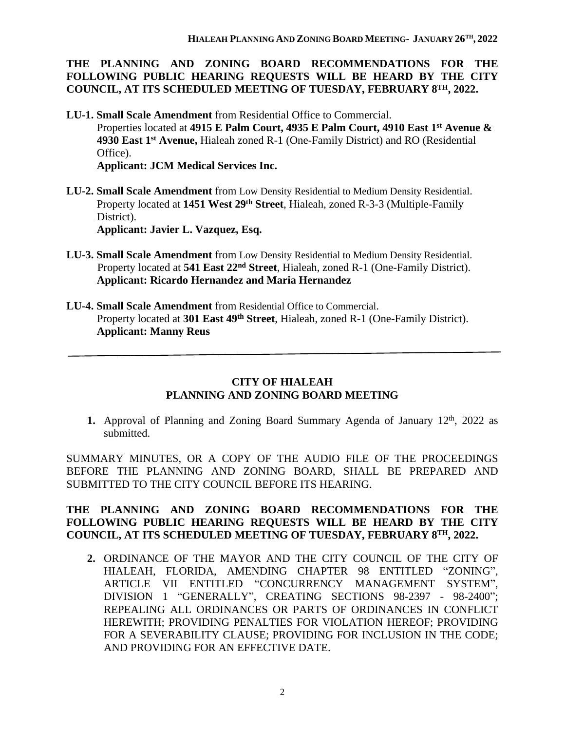**THE PLANNING AND ZONING BOARD RECOMMENDATIONS FOR THE FOLLOWING PUBLIC HEARING REQUESTS WILL BE HEARD BY THE CITY COUNCIL, AT ITS SCHEDULED MEETING OF TUESDAY, FEBRUARY 8TH, 2022.**

**LU-1. Small Scale Amendment** from Residential Office to Commercial.
Properties located at **4915 E Palm Court, 4935 E Palm Court, 4910 East 1st Avenue & 4930 East 1st Avenue,** Hialeah zoned R-1 (One-Family District) and RO (Residential Office).
**Applicant: JCM Medical Services Inc.**

**LU-2. Small Scale Amendment** from Low Density Residential to Medium Density Residential.
Property located at **1451 West 29th Street**, Hialeah, zoned R-3-3 (Multiple-Family District).
**Applicant: Javier L. Vazquez, Esq.**

**LU-3. Small Scale Amendment** from Low Density Residential to Medium Density Residential.
Property located at **541 East 22nd Street**, Hialeah, zoned R-1 (One-Family District).
**Applicant: Ricardo Hernandez and Maria Hernandez**

**LU-4. Small Scale Amendment** from Residential Office to Commercial.
Property located at **301 East 49th Street**, Hialeah, zoned R-1 (One-Family District).
**Applicant: Manny Reus**

---

## CITY OF HIALEAH
## PLANNING AND ZONING BOARD MEETING

**1.** Approval of Planning and Zoning Board Summary Agenda of January 12th, 2022 as submitted.

SUMMARY MINUTES, OR A COPY OF THE AUDIO FILE OF THE PROCEEDINGS BEFORE THE PLANNING AND ZONING BOARD, SHALL BE PREPARED AND SUBMITTED TO THE CITY COUNCIL BEFORE ITS HEARING.

**THE PLANNING AND ZONING BOARD RECOMMENDATIONS FOR THE FOLLOWING PUBLIC HEARING REQUESTS WILL BE HEARD BY THE CITY COUNCIL, AT ITS SCHEDULED MEETING OF TUESDAY, FEBRUARY 8TH, 2022.**

**2.** ORDINANCE OF THE MAYOR AND THE CITY COUNCIL OF THE CITY OF HIALEAH, FLORIDA, AMENDING CHAPTER 98 ENTITLED "ZONING", ARTICLE VII ENTITLED "CONCURRENCY MANAGEMENT SYSTEM", DIVISION 1 "GENERALLY", CREATING SECTIONS 98-2397 - 98-2400"; REPEALING ALL ORDINANCES OR PARTS OF ORDINANCES IN CONFLICT HEREWITH; PROVIDING PENALTIES FOR VIOLATION HEREOF; PROVIDING FOR A SEVERABILITY CLAUSE; PROVIDING FOR INCLUSION IN THE CODE; AND PROVIDING FOR AN EFFECTIVE DATE.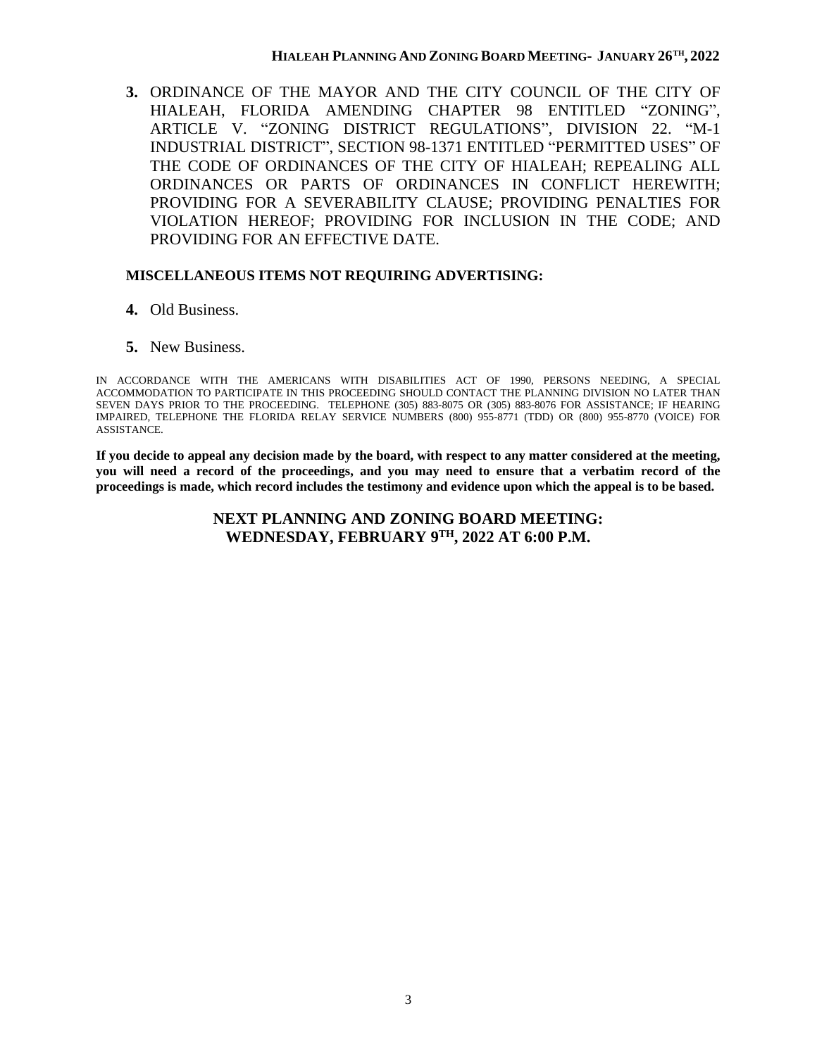3. ORDINANCE OF THE MAYOR AND THE CITY COUNCIL OF THE CITY OF HIALEAH, FLORIDA AMENDING CHAPTER 98 ENTITLED “ZONING”, ARTICLE V. “ZONING DISTRICT REGULATIONS”, DIVISION 22. “M-1 INDUSTRIAL DISTRICT”, SECTION 98-1371 ENTITLED “PERMITTED USES” OF THE CODE OF ORDINANCES OF THE CITY OF HIALEAH; REPEALING ALL ORDINANCES OR PARTS OF ORDINANCES IN CONFLICT HEREWITH; PROVIDING FOR A SEVERABILITY CLAUSE; PROVIDING PENALTIES FOR VIOLATION HEREOF; PROVIDING FOR INCLUSION IN THE CODE; AND PROVIDING FOR AN EFFECTIVE DATE.

**MISCELLANEOUS ITEMS NOT REQUIRING ADVERTISING:**

4. Old Business.

5. New Business.

IN ACCORDANCE WITH THE AMERICANS WITH DISABILITIES ACT OF 1990, PERSONS NEEDING, A SPECIAL ACCOMMODATION TO PARTICIPATE IN THIS PROCEEDING SHOULD CONTACT THE PLANNING DIVISION NO LATER THAN SEVEN DAYS PRIOR TO THE PROCEEDING. TELEPHONE (305) 883-8075 OR (305) 883-8076 FOR ASSISTANCE; IF HEARING IMPAIRED, TELEPHONE THE FLORIDA RELAY SERVICE NUMBERS (800) 955-8771 (TDD) OR (800) 955-8770 (VOICE) FOR ASSISTANCE.

**If you decide to appeal any decision made by the board, with respect to any matter considered at the meeting, you will need a record of the proceedings, and you may need to ensure that a verbatim record of the proceedings is made, which record includes the testimony and evidence upon which the appeal is to be based.**

**NEXT PLANNING AND ZONING BOARD MEETING:**
**WEDNESDAY, FEBRUARY 9TH, 2022 AT 6:00 P.M.**